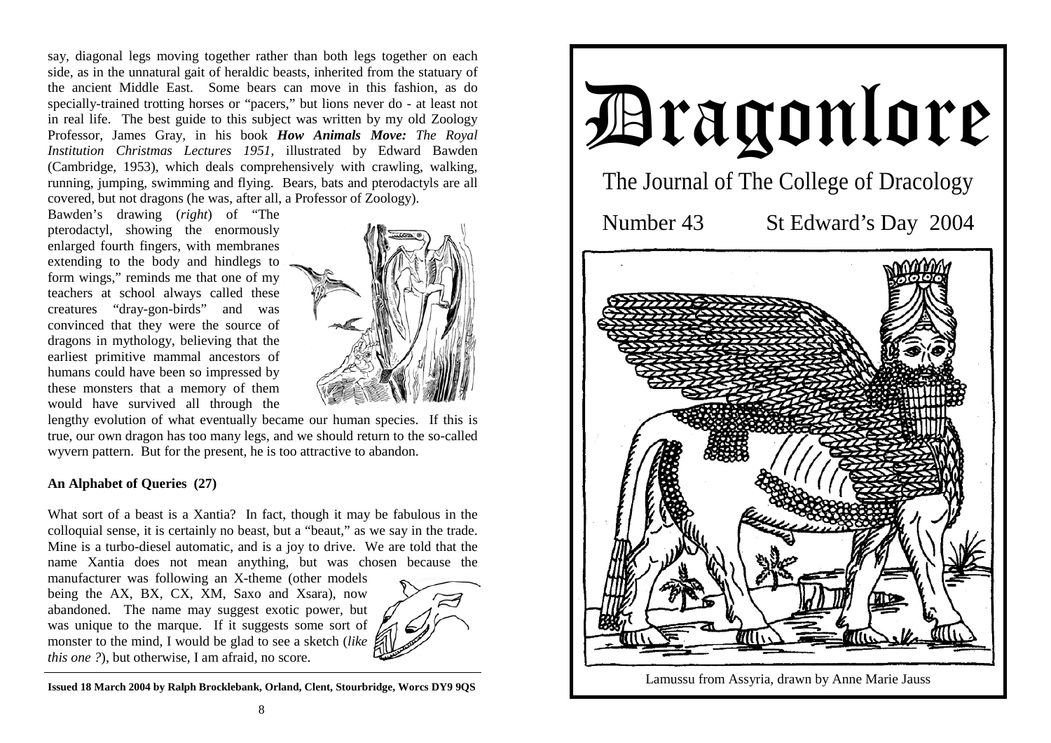say, diagonal legs moving together rather than both legs together on each side, as in the unnatural gait of heraldic beasts, inherited from the statuary of the ancient Middle East. Some bears can move in this fashion, as do specially-trained trotting horses or "pacers," but lions never do - at least not in real life. The best guide to this subject was written by my old Zoology Professor, James Gray, in his book ***How Animals Move:*** *The Royal Institution Christmas Lectures 1951,* illustrated by Edward Bawden (Cambridge, 1953), which deals comprehensively with crawling, walking, running, jumping, swimming and flying. Bears, bats and pterodactyls are all covered, but not dragons (he was, after all, a Professor of Zoology).

Bawden's drawing (*right*) of "The pterodactyl, showing the enormously enlarged fourth fingers, with membranes extending to the body and hindlegs to form wings," reminds me that one of my teachers at school always called these creatures "dray-gon-birds" and was convinced that they were the source of dragons in mythology, believing that the earliest primitive mammal ancestors of humans could have been so impressed by these monsters that a memory of them would have survived all through the lengthy evolution of what eventually became our human species. If this is true, our own dragon has too many legs, and we should return to the so-called wyvern pattern. But for the present, he is too attractive to abandon.

**An Alphabet of Queries (27)**

What sort of a beast is a Xantia? In fact, though it may be fabulous in the colloquial sense, it is certainly no beast, but a "beaut," as we say in the trade. Mine is a turbo-diesel automatic, and is a joy to drive. We are told that the name Xantia does not mean anything, but was chosen because the manufacturer was following an X-theme (other models being the AX, BX, CX, XM, Saxo and Xsara), now abandoned. The name may suggest exotic power, but was unique to the marque. If it suggests some sort of monster to the mind, I would be glad to see a sketch (*like this one ?*), but otherwise, I am afraid, no score.

**Issued 18 March 2004 by Ralph Brocklebank, Orland, Clent, Stourbridge, Worcs DY9 9QS**

# Dragonlore

## The Journal of The College of Dracology

Number 43 St Edward's Day 2004

Lamussu from Assyria, drawn by Anne Marie Jauss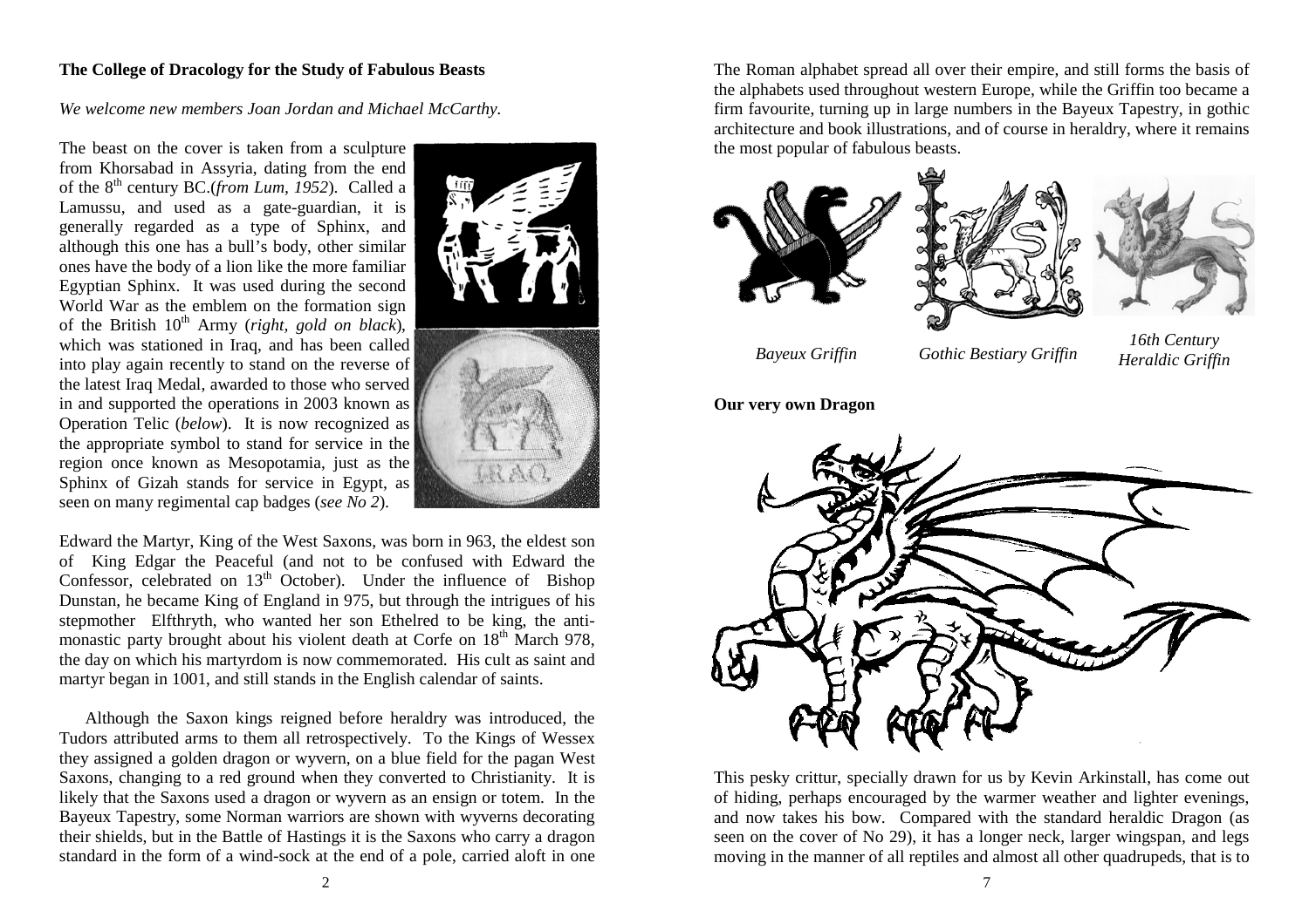### The College of Dracology for the Study of Fabulous Beasts

*We welcome new members Joan Jordan and Michael McCarthy.*

The beast on the cover is taken from a sculpture from Khorsabad in Assyria, dating from the end of the 8th century BC.(*from Lum, 1952*). Called a Lamussu, and used as a gate-guardian, it is generally regarded as a type of Sphinx, and although this one has a bull's body, other similar ones have the body of a lion like the more familiar Egyptian Sphinx. It was used during the second World War as the emblem on the formation sign of the British 10th Army (*right, gold on black*), which was stationed in Iraq, and has been called into play again recently to stand on the reverse of the latest Iraq Medal, awarded to those who served in and supported the operations in 2003 known as Operation Telic (*below*). It is now recognized as the appropriate symbol to stand for service in the region once known as Mesopotamia, just as the Sphinx of Gizah stands for service in Egypt, as seen on many regimental cap badges (*see No 2*).

Edward the Martyr, King of the West Saxons, was born in 963, the eldest son of King Edgar the Peaceful (and not to be confused with Edward the Confessor, celebrated on 13th October). Under the influence of Bishop Dunstan, he became King of England in 975, but through the intrigues of his stepmother Elfthryth, who wanted her son Ethelred to be king, the anti-monastic party brought about his violent death at Corfe on 18th March 978, the day on which his martyrdom is now commemorated. His cult as saint and martyr began in 1001, and still stands in the English calendar of saints.

Although the Saxon kings reigned before heraldry was introduced, the Tudors attributed arms to them all retrospectively. To the Kings of Wessex they assigned a golden dragon or wyvern, on a blue field for the pagan West Saxons, changing to a red ground when they converted to Christianity. It is likely that the Saxons used a dragon or wyvern as an ensign or totem. In the Bayeux Tapestry, some Norman warriors are shown with wyverns decorating their shields, but in the Battle of Hastings it is the Saxons who carry a dragon standard in the form of a wind-sock at the end of a pole, carried aloft in one

The Roman alphabet spread all over their empire, and still forms the basis of the alphabets used throughout western Europe, while the Griffin too became a firm favourite, turning up in large numbers in the Bayeux Tapestry, in gothic architecture and book illustrations, and of course in heraldry, where it remains the most popular of fabulous beasts.

*Bayeux Griffin*

*Gothic Bestiary Griffin*

*16th Century Heraldic Griffin*

**Our very own Dragon**

This pesky crittur, specially drawn for us by Kevin Arkinstall, has come out of hiding, perhaps encouraged by the warmer weather and lighter evenings, and now takes his bow. Compared with the standard heraldic Dragon (as seen on the cover of No 29), it has a longer neck, larger wingspan, and legs moving in the manner of all reptiles and almost all other quadrupeds, that is to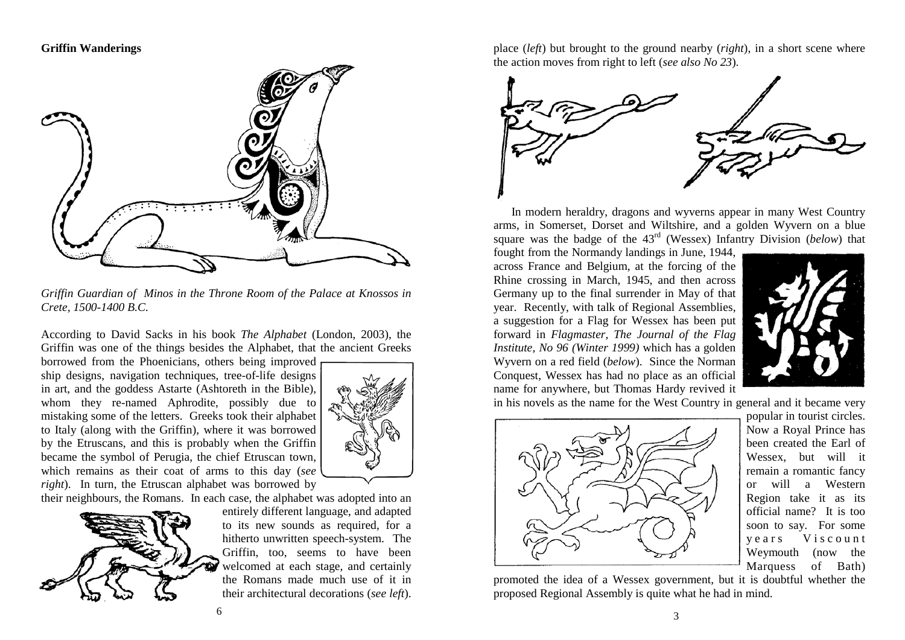## Griffin Wanderings

*Griffin Guardian of Minos in the Throne Room of the Palace at Knossos in Crete, 1500-1400 B.C.*

According to David Sacks in his book *The Alphabet* (London, 2003), the Griffin was one of the things besides the Alphabet, that the ancient Greeks borrowed from the Phoenicians, others being improved ship designs, navigation techniques, tree-of-life designs in art, and the goddess Astarte (Ashtoreth in the Bible), whom they re-named Aphrodite, possibly due to mistaking some of the letters. Greeks took their alphabet to Italy (along with the Griffin), where it was borrowed by the Etruscans, and this is probably when the Griffin became the symbol of Perugia, the chief Etruscan town, which remains as their coat of arms to this day (*see right*). In turn, the Etruscan alphabet was borrowed by their neighbours, the Romans. In each case, the alphabet was adopted into an entirely different language, and adapted to its new sounds as required, for a hitherto unwritten speech-system. The Griffin, too, seems to have been welcomed at each stage, and certainly the Romans made much use of it in their architectural decorations (*see left*).

place (*left*) but brought to the ground nearby (*right*), in a short scene where the action moves from right to left (*see also No 23*).

In modern heraldry, dragons and wyverns appear in many West Country arms, in Somerset, Dorset and Wiltshire, and a golden Wyvern on a blue square was the badge of the 43rd (Wessex) Infantry Division (*below*) that fought from the Normandy landings in June, 1944, across France and Belgium, at the forcing of the Rhine crossing in March, 1945, and then across Germany up to the final surrender in May of that year. Recently, with talk of Regional Assemblies, a suggestion for a Flag for Wessex has been put forward in *Flagmaster, The Journal of the Flag Institute, No 96 (Winter 1999)* which has a golden Wyvern on a red field (*below*). Since the Norman Conquest, Wessex has had no place as an official name for anywhere, but Thomas Hardy revived it in his novels as the name for the West Country in general and it became very popular in tourist circles. Now a Royal Prince has been created the Earl of Wessex, but will it remain a romantic fancy or will a Western Region take it as its official name? It is too soon to say. For some years Viscount Weymouth (now the Marquess of Bath) promoted the idea of a Wessex government, but it is doubtful whether the proposed Regional Assembly is quite what he had in mind.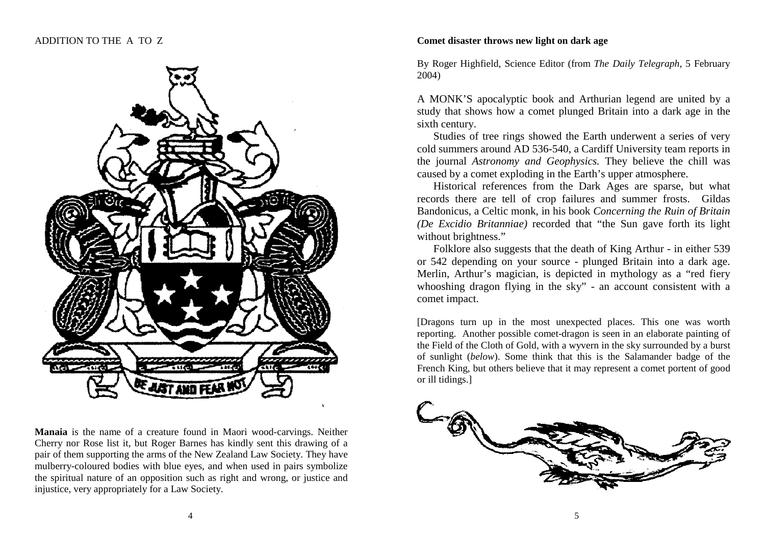ADDITION TO THE A TO Z

**Manaia** is the name of a creature found in Maori wood-carvings. Neither Cherry nor Rose list it, but Roger Barnes has kindly sent this drawing of a pair of them supporting the arms of the New Zealand Law Society. They have mulberry-coloured bodies with blue eyes, and when used in pairs symbolize the spiritual nature of an opposition such as right and wrong, or justice and injustice, very appropriately for a Law Society.

**Comet disaster throws new light on dark age**

By Roger Highfield, Science Editor (from *The Daily Telegraph*, 5 February 2004)

A MONK'S apocalyptic book and Arthurian legend are united by a study that shows how a comet plunged Britain into a dark age in the sixth century.

Studies of tree rings showed the Earth underwent a series of very cold summers around AD 536-540, a Cardiff University team reports in the journal *Astronomy and Geophysics.* They believe the chill was caused by a comet exploding in the Earth's upper atmosphere.

Historical references from the Dark Ages are sparse, but what records there are tell of crop failures and summer frosts. Gildas Bandonicus, a Celtic monk, in his book *Concerning the Ruin of Britain (De Excidio Britanniae)* recorded that "the Sun gave forth its light without brightness."

Folklore also suggests that the death of King Arthur - in either 539 or 542 depending on your source - plunged Britain into a dark age. Merlin, Arthur's magician, is depicted in mythology as a "red fiery whooshing dragon flying in the sky" - an account consistent with a comet impact.

[Dragons turn up in the most unexpected places. This one was worth reporting. Another possible comet-dragon is seen in an elaborate painting of the Field of the Cloth of Gold, with a wyvern in the sky surrounded by a burst of sunlight (*below*). Some think that this is the Salamander badge of the French King, but others believe that it may represent a comet portent of good or ill tidings.]